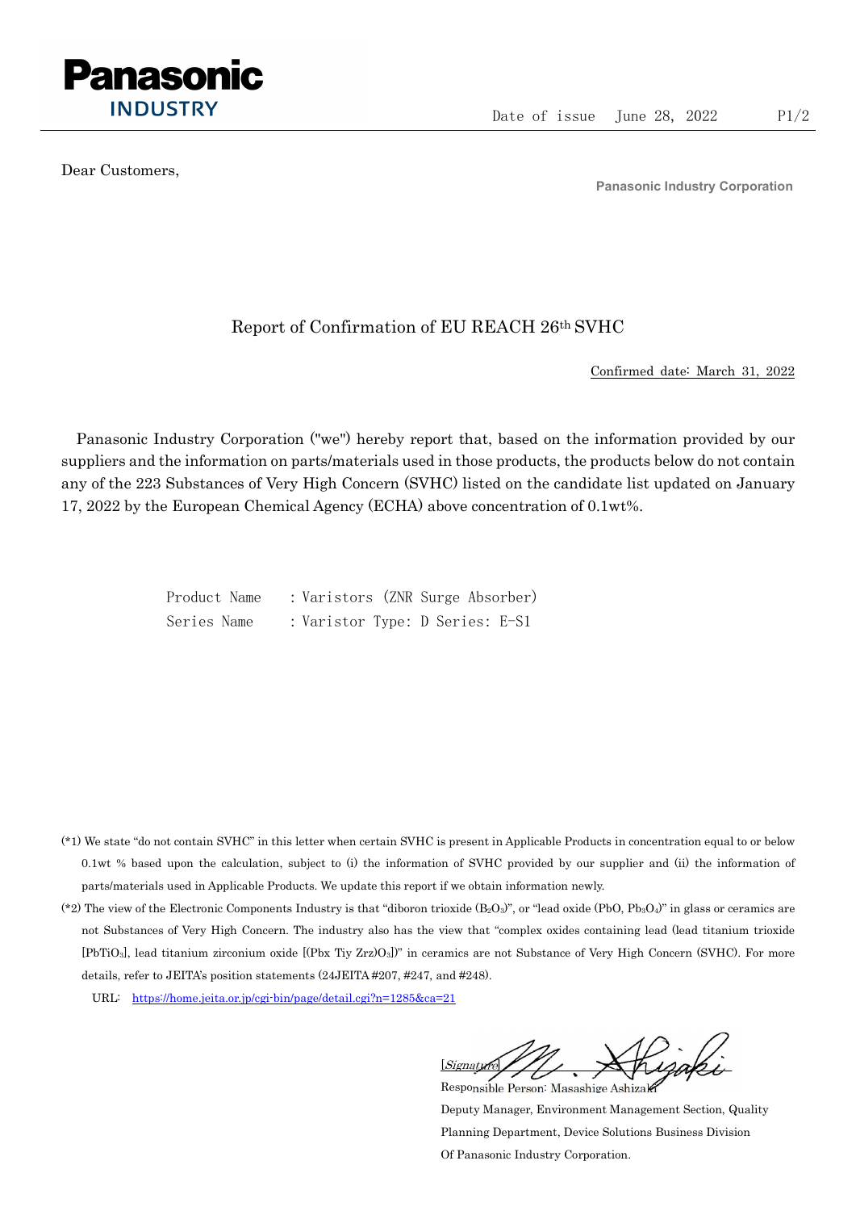**Panasonic**
**INDUSTRY**

Date of issue June 28, 2022

Dear Customers,

Panasonic Industry Corporation

# Report of Confirmation of EU REACH 26th SVHC

Confirmed date: March 31, 2022

Panasonic Industry Corporation ("we") hereby report that, based on the information provided by our suppliers and the information on parts/materials used in those products, the products below do not contain any of the 223 Substances of Very High Concern (SVHC) listed on the candidate list updated on January 17, 2022 by the European Chemical Agency (ECHA) above concentration of 0.1wt%.

Product Name : Varistors (ZNR Surge Absorber)
Series Name : Varistor Type: D Series: E-S1

(*1) We state "do not contain SVHC" in this letter when certain SVHC is present in Applicable Products in concentration equal to or below 0.1wt % based upon the calculation, subject to (i) the information of SVHC provided by our supplier and (ii) the information of parts/materials used in Applicable Products. We update this report if we obtain information newly.

(*2) The view of the Electronic Components Industry is that "diboron trioxide ($B_2O_3$)", or "lead oxide ($PbO$, $Pb_3O_4$)" in glass or ceramics are not Substances of Very High Concern. The industry also has the view that "complex oxides containing lead (lead titanium trioxide [$PbTiO_3$], lead titanium zirconium oxide [($Pbx$ $Tiy$ $Zrz$)$O_3$])" in ceramics are not Substance of Very High Concern (SVHC). For more details, refer to JEITA's position statements (24JEITA #207, #247, and #248).

URL: https://home.jeita.or.jp/cgi-bin/page/detail.cgi?n=1285&ca=21

[Signature]
Responsible Person: Masashige Ashizaki
Deputy Manager, Environment Management Section, Quality Planning Department, Device Solutions Business Division
Of Panasonic Industry Corporation.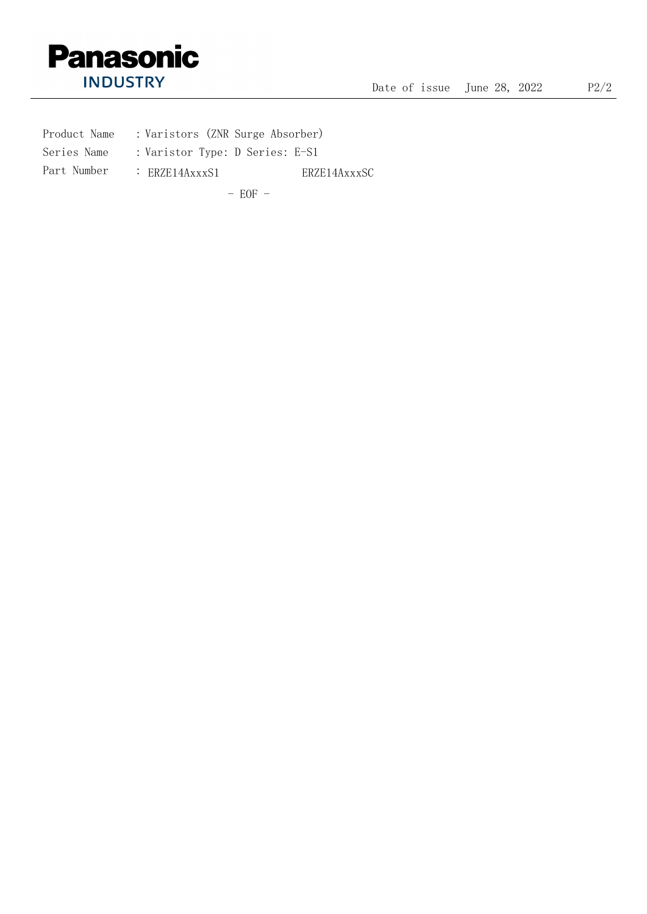Product Name : Varistors (ZNR Surge Absorber)

Series Name : Varistor Type: D Series: E-S1

Part Number : ERZE14AxxxS1 ERZE14AxxxSC

\- EOF -